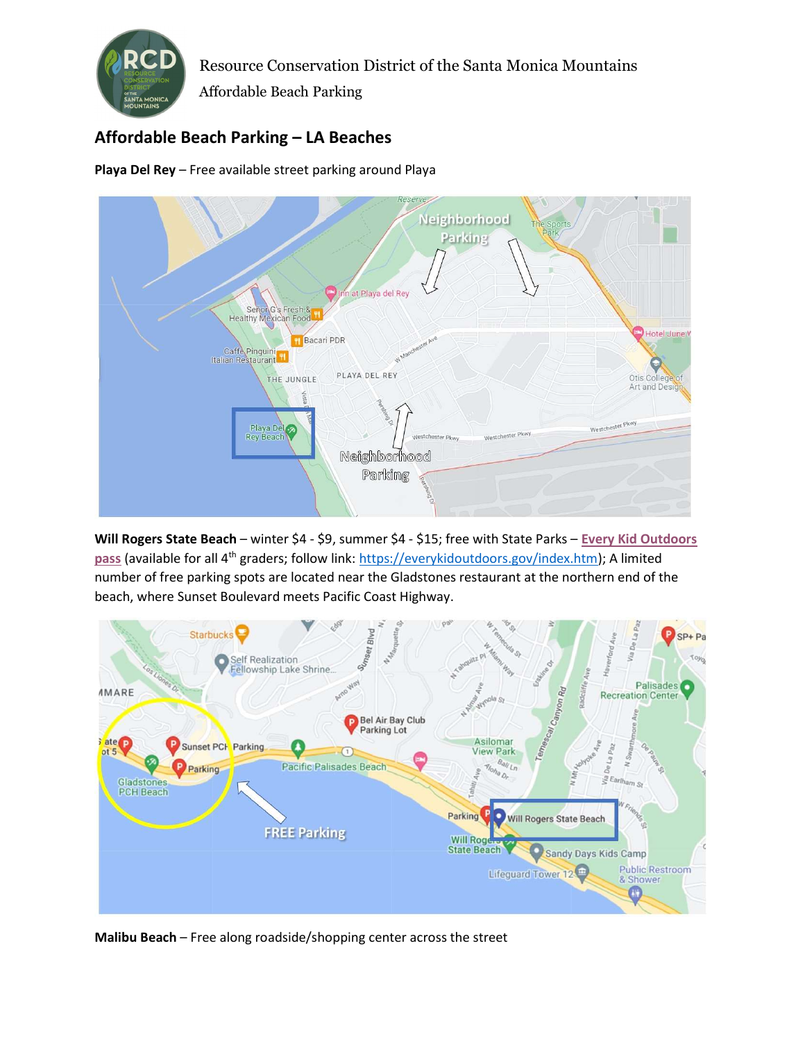Resource Conservation District of the Santa Monica Mountains

Affordable Beach Parking

## Affordable Beach Parking – LA Beaches

**Playa Del Rey** – Free available street parking around Playa

**Will Rogers State Beach** – winter $4 - $9, summer $4 - $15; free with State Parks – [Every Kid Outdoors pass](https://everykidoutdoors.gov/index.htm) (available for all 4th graders; follow link: https://everykidoutdoors.gov/index.htm); A limited number of free parking spots are located near the Gladstones restaurant at the northern end of the beach, where Sunset Boulevard meets Pacific Coast Highway.

**Malibu Beach** – Free along roadside/shopping center across the street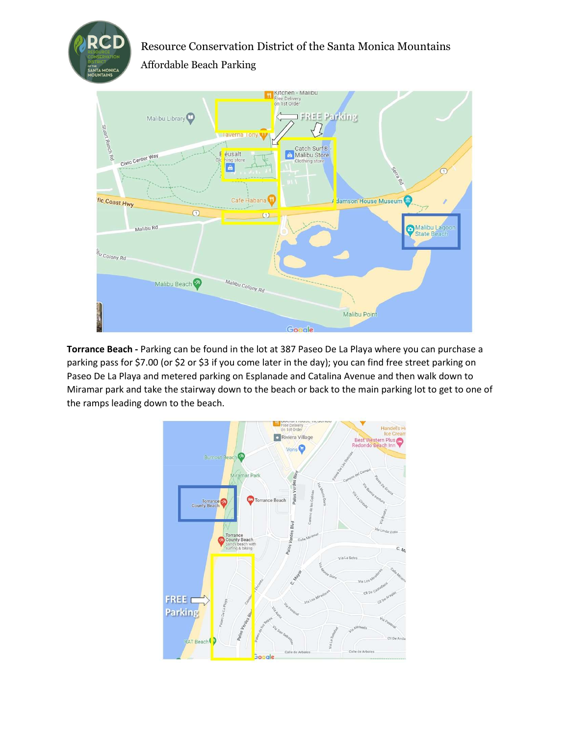**Torrance Beach -** Parking can be found in the lot at 387 Paseo De La Playa where you can purchase a parking pass for $7.00 (or $2 or $3 if you come later in the day); you can find free street parking on Paseo De La Playa and metered parking on Esplanade and Catalina Avenue and then walk down to Miramar park and take the stairway down to the beach or back to the main parking lot to get to one of the ramps leading down to the beach.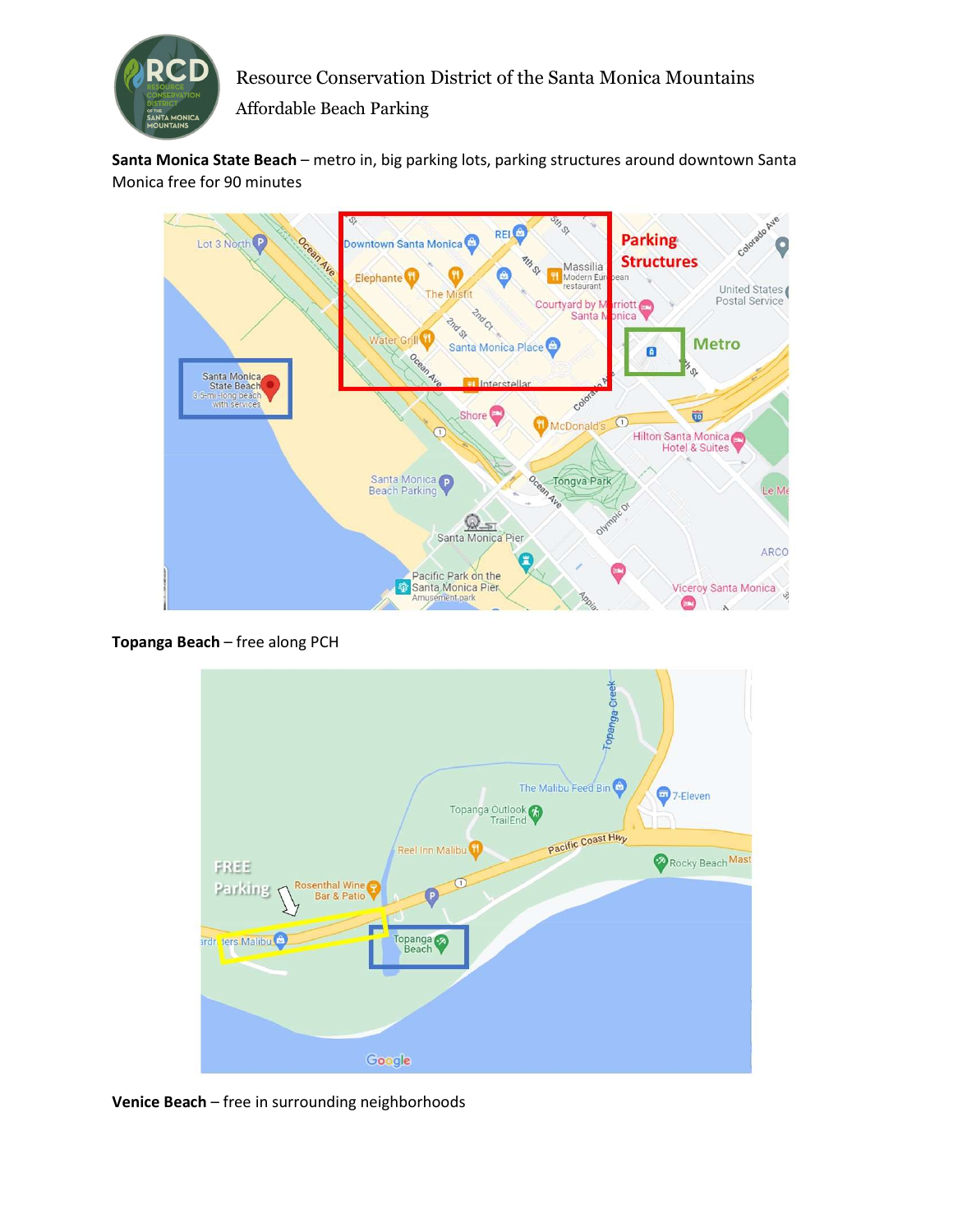Resource Conservation District of the Santa Monica Mountains

Affordable Beach Parking

**Santa Monica State Beach** – metro in, big parking lots, parking structures around downtown Santa Monica free for 90 minutes

**Topanga Beach** – free along PCH

**Venice Beach** – free in surrounding neighborhoods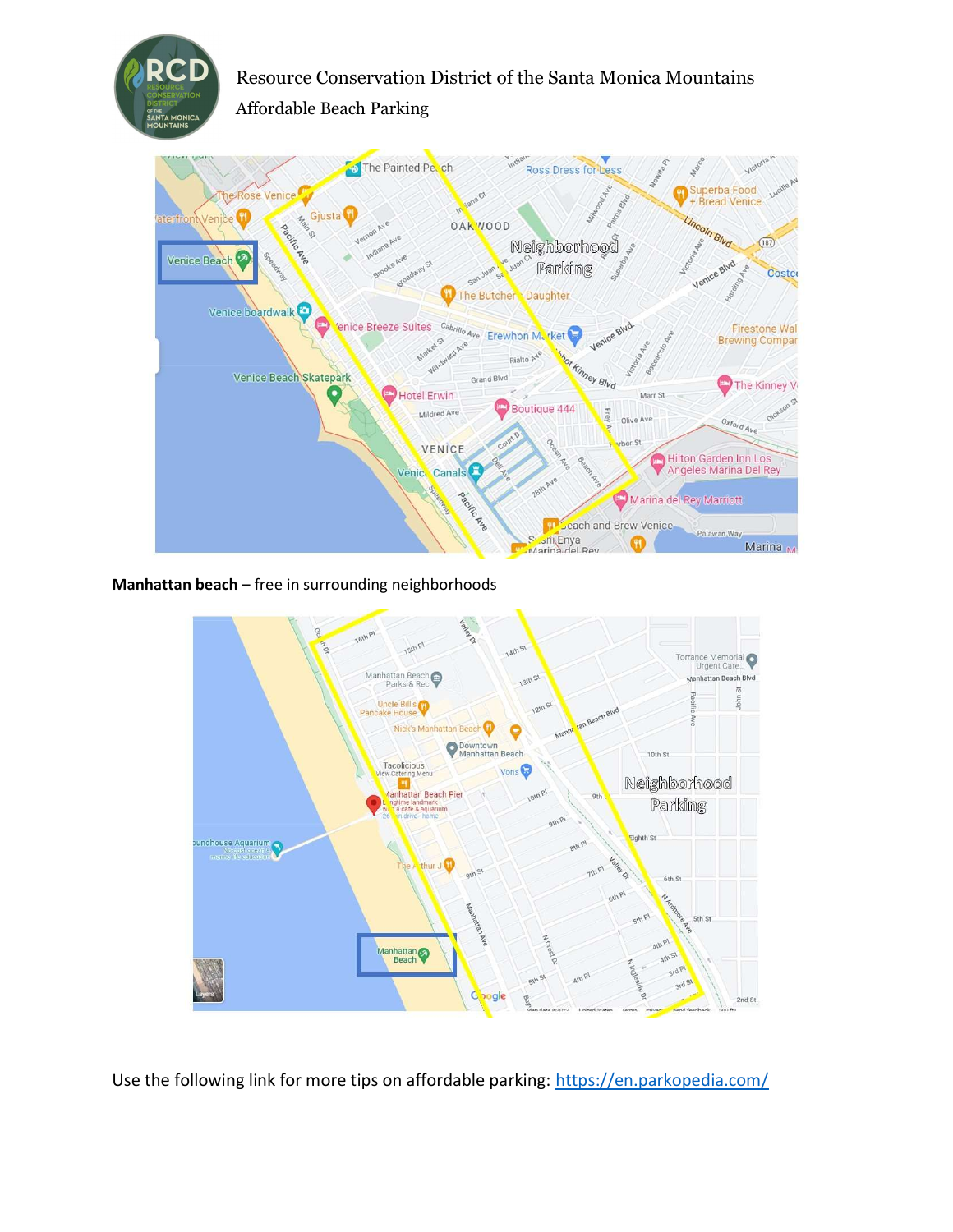Resource Conservation District of the Santa Monica Mountains

Affordable Beach Parking

**Manhattan beach** – free in surrounding neighborhoods

Use the following link for more tips on affordable parking: https://en.parkopedia.com/